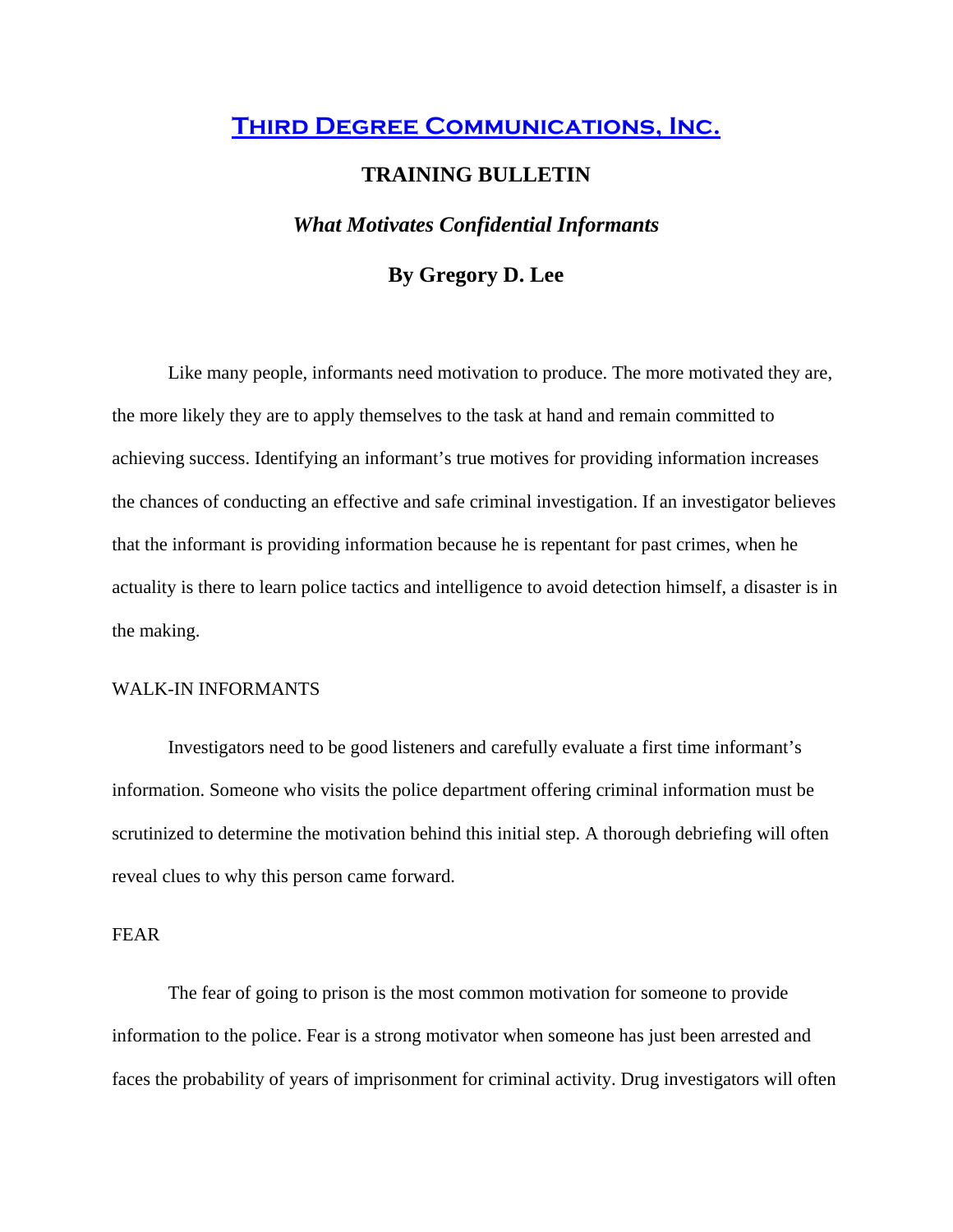# [Third Degree Communications, Inc.]

## TRAINING BULLETIN

### *What Motivates Confidential Informants*

**By Gregory D. Lee**

Like many people, informants need motivation to produce. The more motivated they are, the more likely they are to apply themselves to the task at hand and remain committed to achieving success. Identifying an informant's true motives for providing information increases the chances of conducting an effective and safe criminal investigation. If an investigator believes that the informant is providing information because he is repentant for past crimes, when he actuality is there to learn police tactics and intelligence to avoid detection himself, a disaster is in the making.

WALK-IN INFORMANTS

Investigators need to be good listeners and carefully evaluate a first time informant's information. Someone who visits the police department offering criminal information must be scrutinized to determine the motivation behind this initial step. A thorough debriefing will often reveal clues to why this person came forward.

FEAR

The fear of going to prison is the most common motivation for someone to provide information to the police. Fear is a strong motivator when someone has just been arrested and faces the probability of years of imprisonment for criminal activity. Drug investigators will often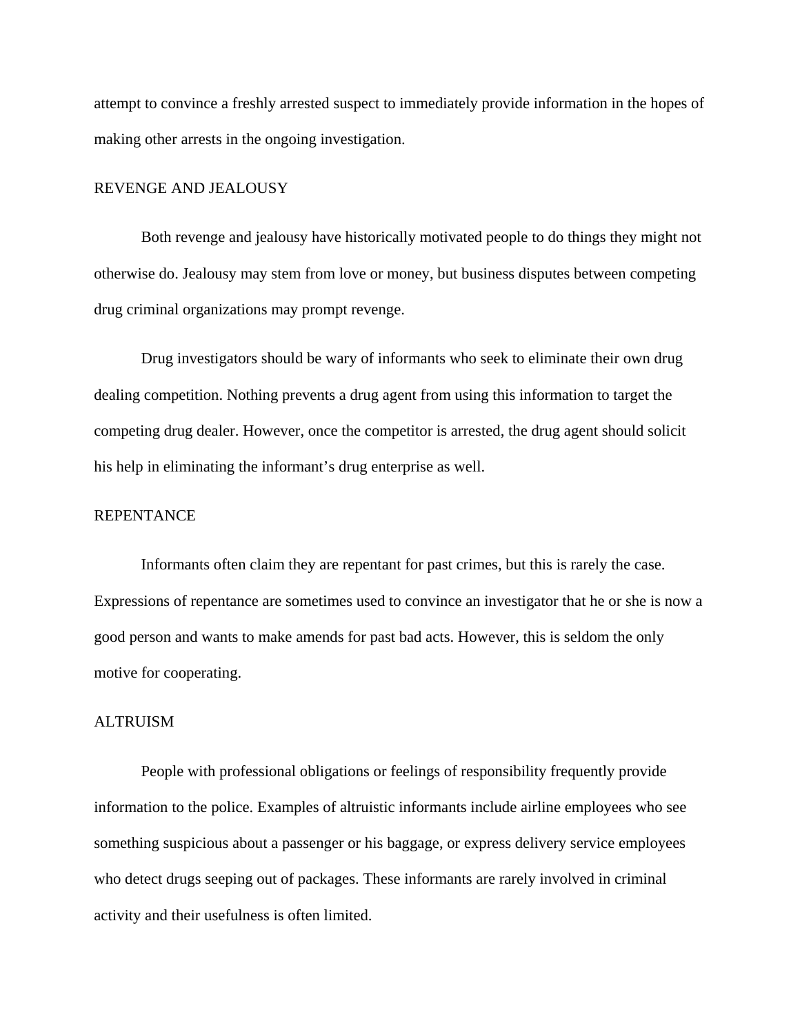attempt to convince a freshly arrested suspect to immediately provide information in the hopes of making other arrests in the ongoing investigation.

## REVENGE AND JEALOUSY

Both revenge and jealousy have historically motivated people to do things they might not otherwise do. Jealousy may stem from love or money, but business disputes between competing drug criminal organizations may prompt revenge.

Drug investigators should be wary of informants who seek to eliminate their own drug dealing competition. Nothing prevents a drug agent from using this information to target the competing drug dealer. However, once the competitor is arrested, the drug agent should solicit his help in eliminating the informant's drug enterprise as well.

## REPENTANCE

Informants often claim they are repentant for past crimes, but this is rarely the case. Expressions of repentance are sometimes used to convince an investigator that he or she is now a good person and wants to make amends for past bad acts. However, this is seldom the only motive for cooperating.

## ALTRUISM

People with professional obligations or feelings of responsibility frequently provide information to the police. Examples of altruistic informants include airline employees who see something suspicious about a passenger or his baggage, or express delivery service employees who detect drugs seeping out of packages. These informants are rarely involved in criminal activity and their usefulness is often limited.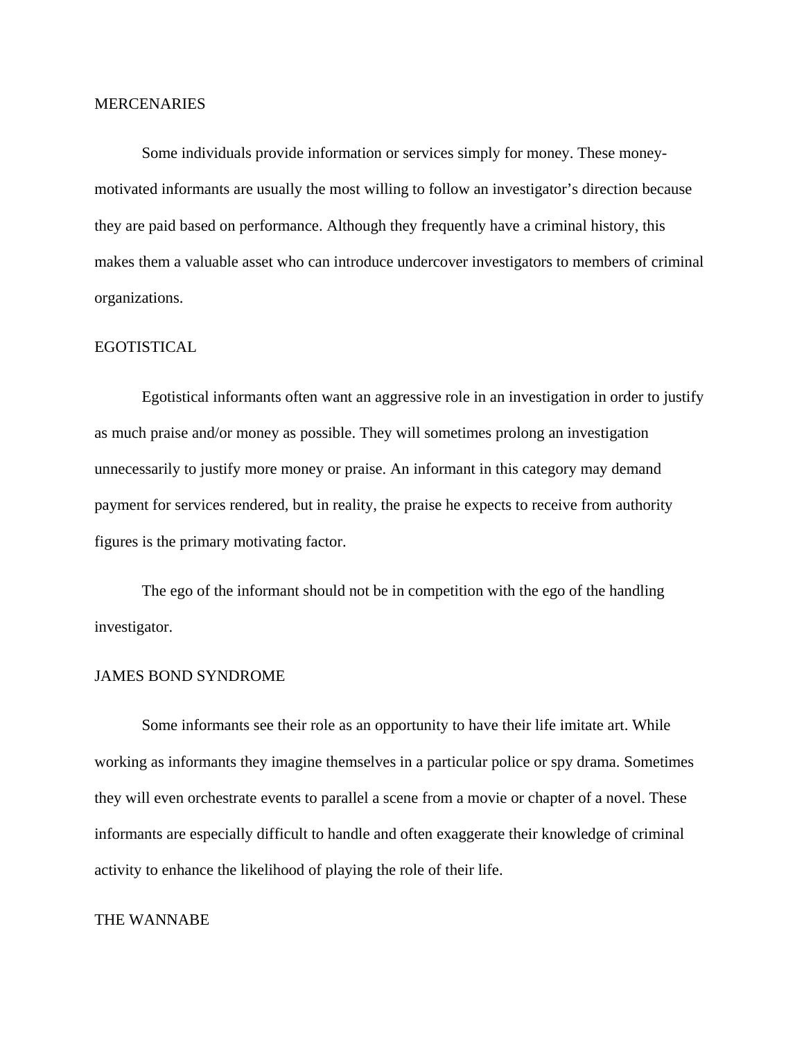## MERCENARIES

Some individuals provide information or services simply for money. These money-motivated informants are usually the most willing to follow an investigator's direction because they are paid based on performance. Although they frequently have a criminal history, this makes them a valuable asset who can introduce undercover investigators to members of criminal organizations.

## EGOTISTICAL

Egotistical informants often want an aggressive role in an investigation in order to justify as much praise and/or money as possible. They will sometimes prolong an investigation unnecessarily to justify more money or praise. An informant in this category may demand payment for services rendered, but in reality, the praise he expects to receive from authority figures is the primary motivating factor.

The ego of the informant should not be in competition with the ego of the handling investigator.

## JAMES BOND SYNDROME

Some informants see their role as an opportunity to have their life imitate art. While working as informants they imagine themselves in a particular police or spy drama. Sometimes they will even orchestrate events to parallel a scene from a movie or chapter of a novel. These informants are especially difficult to handle and often exaggerate their knowledge of criminal activity to enhance the likelihood of playing the role of their life.

## THE WANNABE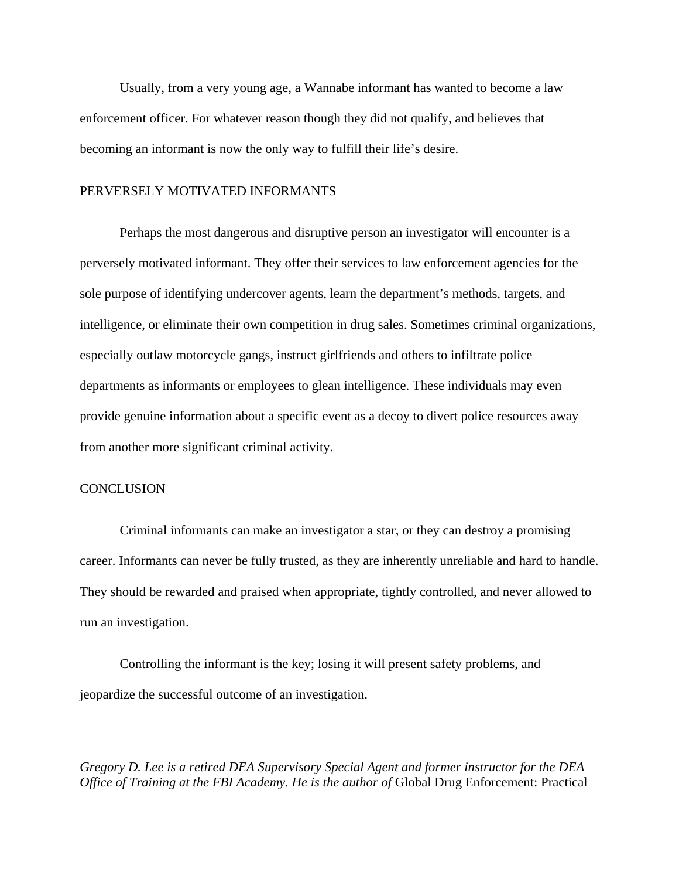Usually, from a very young age, a Wannabe informant has wanted to become a law enforcement officer. For whatever reason though they did not qualify, and believes that becoming an informant is now the only way to fulfill their life's desire.

## PERVERSELY MOTIVATED INFORMANTS

Perhaps the most dangerous and disruptive person an investigator will encounter is a perversely motivated informant. They offer their services to law enforcement agencies for the sole purpose of identifying undercover agents, learn the department's methods, targets, and intelligence, or eliminate their own competition in drug sales. Sometimes criminal organizations, especially outlaw motorcycle gangs, instruct girlfriends and others to infiltrate police departments as informants or employees to glean intelligence. These individuals may even provide genuine information about a specific event as a decoy to divert police resources away from another more significant criminal activity.

## CONCLUSION

Criminal informants can make an investigator a star, or they can destroy a promising career. Informants can never be fully trusted, as they are inherently unreliable and hard to handle. They should be rewarded and praised when appropriate, tightly controlled, and never allowed to run an investigation.

Controlling the informant is the key; losing it will present safety problems, and jeopardize the successful outcome of an investigation.

*Gregory D. Lee is a retired DEA Supervisory Special Agent and former instructor for the DEA Office of Training at the FBI Academy. He is the author of* Global Drug Enforcement: Practical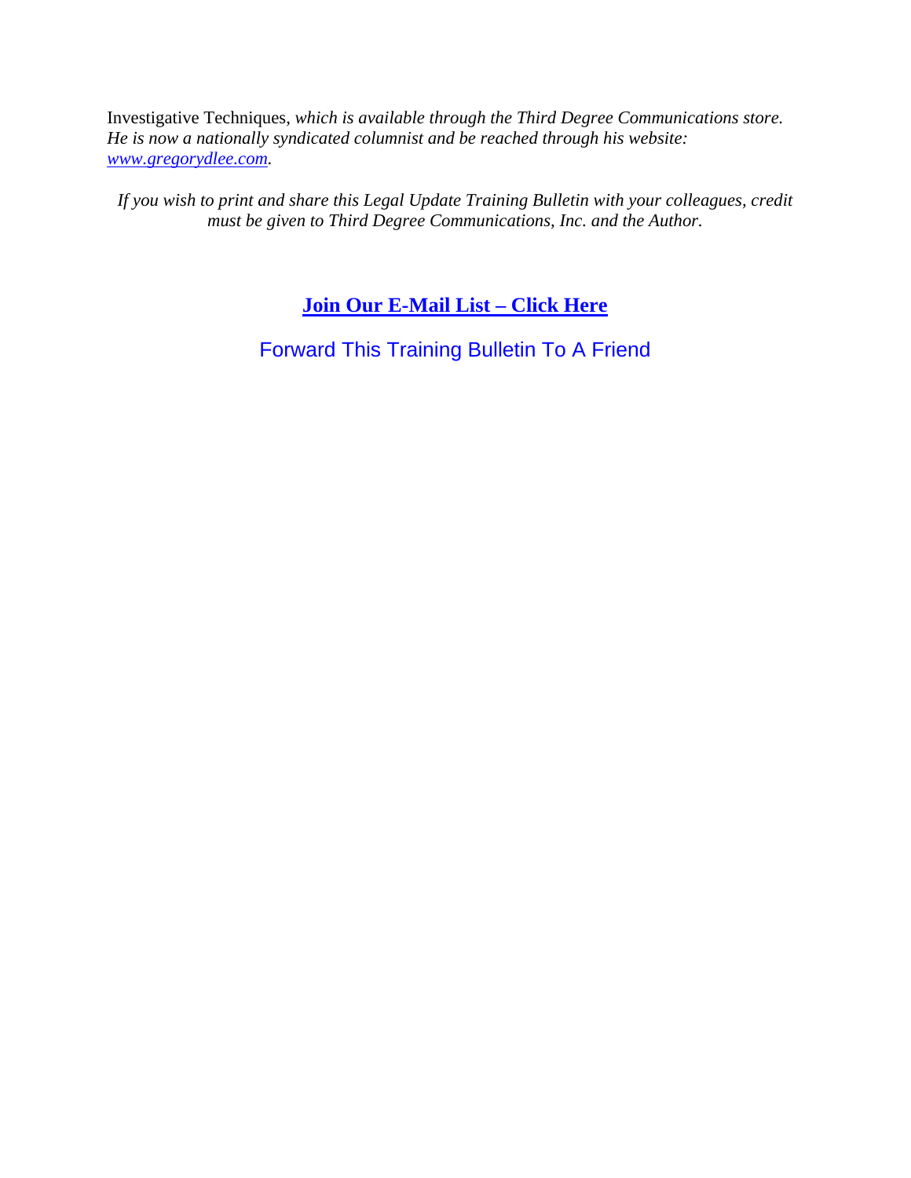Investigative Techniques, *which is available through the Third Degree Communications store. He is now a nationally syndicated columnist and be reached through his website: [www.gregorydlee.com](http://www.gregorydlee.com).*

*If you wish to print and share this Legal Update Training Bulletin with your colleagues, credit must be given to Third Degree Communications, Inc. and the Author.*

**Join Our E-Mail List – Click Here**

Forward This Training Bulletin To A Friend